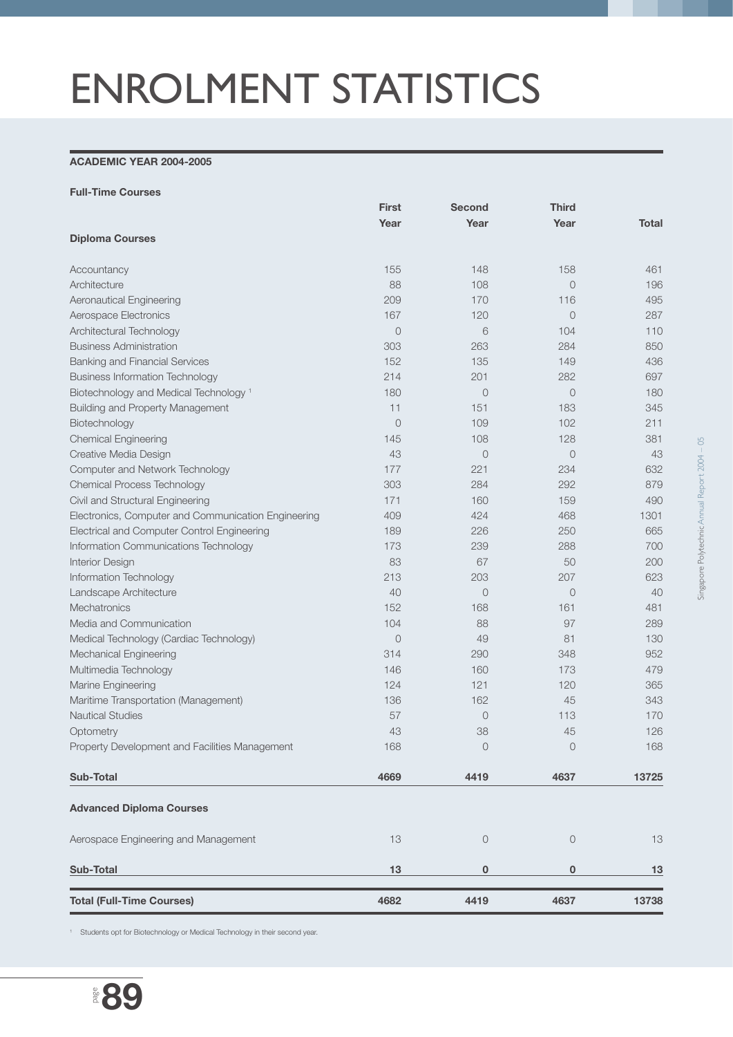# ENROLMENT STATISTICS

**ACADEMIC YEAR 2004-2005**

**Full-Time Courses**

| | First Year | Second Year | Third Year | Total |
|---|---|---|---|---|
| **Diploma Courses** | | | | |
| Accountancy | 155 | 148 | 158 | 461 |
| Architecture | 88 | 108 | 0 | 196 |
| Aeronautical Engineering | 209 | 170 | 116 | 495 |
| Aerospace Electronics | 167 | 120 | 0 | 287 |
| Architectural Technology | 0 | 6 | 104 | 110 |
| Business Administration | 303 | 263 | 284 | 850 |
| Banking and Financial Services | 152 | 135 | 149 | 436 |
| Business Information Technology | 214 | 201 | 282 | 697 |
| Biotechnology and Medical Technology [1] | 180 | 0 | 0 | 180 |
| Building and Property Management | 11 | 151 | 183 | 345 |
| Biotechnology | 0 | 109 | 102 | 211 |
| Chemical Engineering | 145 | 108 | 128 | 381 |
| Creative Media Design | 43 | 0 | 0 | 43 |
| Computer and Network Technology | 177 | 221 | 234 | 632 |
| Chemical Process Technology | 303 | 284 | 292 | 879 |
| Civil and Structural Engineering | 171 | 160 | 159 | 490 |
| Electronics, Computer and Communication Engineering | 409 | 424 | 468 | 1301 |
| Electrical and Computer Control Engineering | 189 | 226 | 250 | 665 |
| Information Communications Technology | 173 | 239 | 288 | 700 |
| Interior Design | 83 | 67 | 50 | 200 |
| Information Technology | 213 | 203 | 207 | 623 |
| Landscape Architecture | 40 | 0 | 0 | 40 |
| Mechatronics | 152 | 168 | 161 | 481 |
| Media and Communication | 104 | 88 | 97 | 289 |
| Medical Technology (Cardiac Technology) | 0 | 49 | 81 | 130 |
| Mechanical Engineering | 314 | 290 | 348 | 952 |
| Multimedia Technology | 146 | 160 | 173 | 479 |
| Marine Engineering | 124 | 121 | 120 | 365 |
| Maritime Transportation (Management) | 136 | 162 | 45 | 343 |
| Nautical Studies | 57 | 0 | 113 | 170 |
| Optometry | 43 | 38 | 45 | 126 |
| Property Development and Facilities Management | 168 | 0 | 0 | 168 |
| **Sub-Total** | **4669** | **4419** | **4637** | **13725** |
| **Advanced Diploma Courses** | | | | |
| Aerospace Engineering and Management | 13 | 0 | 0 | 13 |
| **Sub-Total** | **13** | **0** | **0** | **13** |
| **Total (Full-Time Courses)** | **4682** | **4419** | **4637** | **13738** |

[1] Students opt for Biotechnology or Medical Technology in their second year.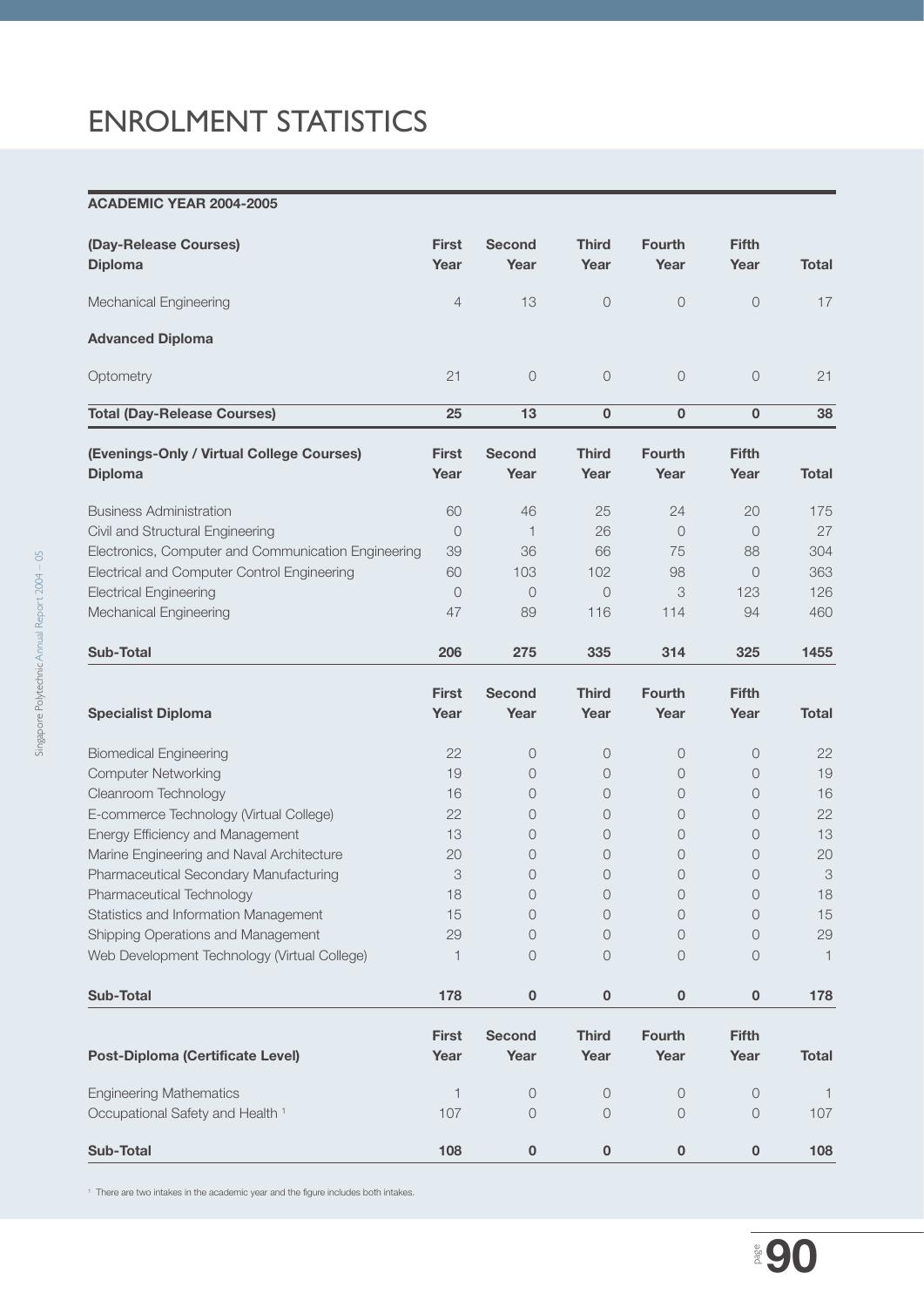# ENROLMENT STATISTICS

**ACADEMIC YEAR 2004-2005**

| (Day-Release Courses) Diploma | First Year | Second Year | Third Year | Fourth Year | Fifth Year | Total |
|---|---|---|---|---|---|---|
| Mechanical Engineering | 4 | 13 | 0 | 0 | 0 | 17 |
| **Advanced Diploma** | | | | | | |
| Optometry | 21 | 0 | 0 | 0 | 0 | 21 |
| **Total (Day-Release Courses)** | **25** | **13** | **0** | **0** | **0** | **38** |

| (Evenings-Only / Virtual College Courses) Diploma | First Year | Second Year | Third Year | Fourth Year | Fifth Year | Total |
|---|---|---|---|---|---|---|
| Business Administration | 60 | 46 | 25 | 24 | 20 | 175 |
| Civil and Structural Engineering | 0 | 1 | 26 | 0 | 0 | 27 |
| Electronics, Computer and Communication Engineering | 39 | 36 | 66 | 75 | 88 | 304 |
| Electrical and Computer Control Engineering | 60 | 103 | 102 | 98 | 0 | 363 |
| Electrical Engineering | 0 | 0 | 0 | 3 | 123 | 126 |
| Mechanical Engineering | 47 | 89 | 116 | 114 | 94 | 460 |
| **Sub-Total** | **206** | **275** | **335** | **314** | **325** | **1455** |

| Specialist Diploma | First Year | Second Year | Third Year | Fourth Year | Fifth Year | Total |
|---|---|---|---|---|---|---|
| Biomedical Engineering | 22 | 0 | 0 | 0 | 0 | 22 |
| Computer Networking | 19 | 0 | 0 | 0 | 0 | 19 |
| Cleanroom Technology | 16 | 0 | 0 | 0 | 0 | 16 |
| E-commerce Technology (Virtual College) | 22 | 0 | 0 | 0 | 0 | 22 |
| Energy Efficiency and Management | 13 | 0 | 0 | 0 | 0 | 13 |
| Marine Engineering and Naval Architecture | 20 | 0 | 0 | 0 | 0 | 20 |
| Pharmaceutical Secondary Manufacturing | 3 | 0 | 0 | 0 | 0 | 3 |
| Pharmaceutical Technology | 18 | 0 | 0 | 0 | 0 | 18 |
| Statistics and Information Management | 15 | 0 | 0 | 0 | 0 | 15 |
| Shipping Operations and Management | 29 | 0 | 0 | 0 | 0 | 29 |
| Web Development Technology (Virtual College) | 1 | 0 | 0 | 0 | 0 | 1 |
| **Sub-Total** | **178** | **0** | **0** | **0** | **0** | **178** |

| Post-Diploma (Certificate Level) | First Year | Second Year | Third Year | Fourth Year | Fifth Year | Total |
|---|---|---|---|---|---|---|
| Engineering Mathematics | 1 | 0 | 0 | 0 | 0 | 1 |
| Occupational Safety and Health [1] | 107 | 0 | 0 | 0 | 0 | 107 |
| **Sub-Total** | **108** | **0** | **0** | **0** | **0** | **108** |

[1] There are two intakes in the academic year and the figure includes both intakes.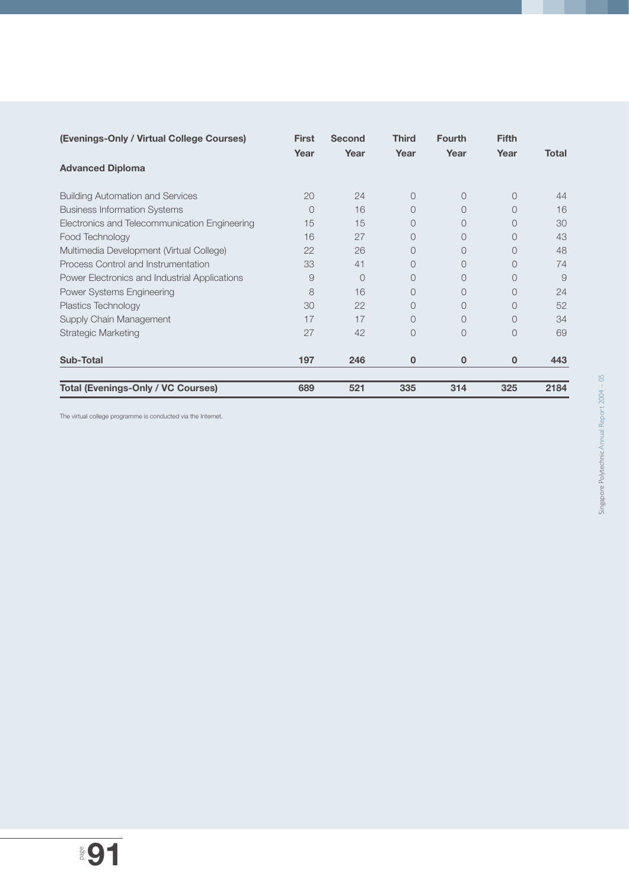| (Evenings-Only / Virtual College Courses) | First Year | Second Year | Third Year | Fourth Year | Fifth Year | Total |
|---|---|---|---|---|---|---|
| **Advanced Diploma** | | | | | | |
| Building Automation and Services | 20 | 24 | 0 | 0 | 0 | 44 |
| Business Information Systems | 0 | 16 | 0 | 0 | 0 | 16 |
| Electronics and Telecommunication Engineering | 15 | 15 | 0 | 0 | 0 | 30 |
| Food Technology | 16 | 27 | 0 | 0 | 0 | 43 |
| Multimedia Development (Virtual College) | 22 | 26 | 0 | 0 | 0 | 48 |
| Process Control and Instrumentation | 33 | 41 | 0 | 0 | 0 | 74 |
| Power Electronics and Industrial Applications | 9 | 0 | 0 | 0 | 0 | 9 |
| Power Systems Engineering | 8 | 16 | 0 | 0 | 0 | 24 |
| Plastics Technology | 30 | 22 | 0 | 0 | 0 | 52 |
| Supply Chain Management | 17 | 17 | 0 | 0 | 0 | 34 |
| Strategic Marketing | 27 | 42 | 0 | 0 | 0 | 69 |
| **Sub-Total** | **197** | **246** | **0** | **0** | **0** | **443** |
| **Total (Evenings-Only / VC Courses)** | **689** | **521** | **335** | **314** | **325** | **2184** |

The virtual college programme is conducted via the Internet.